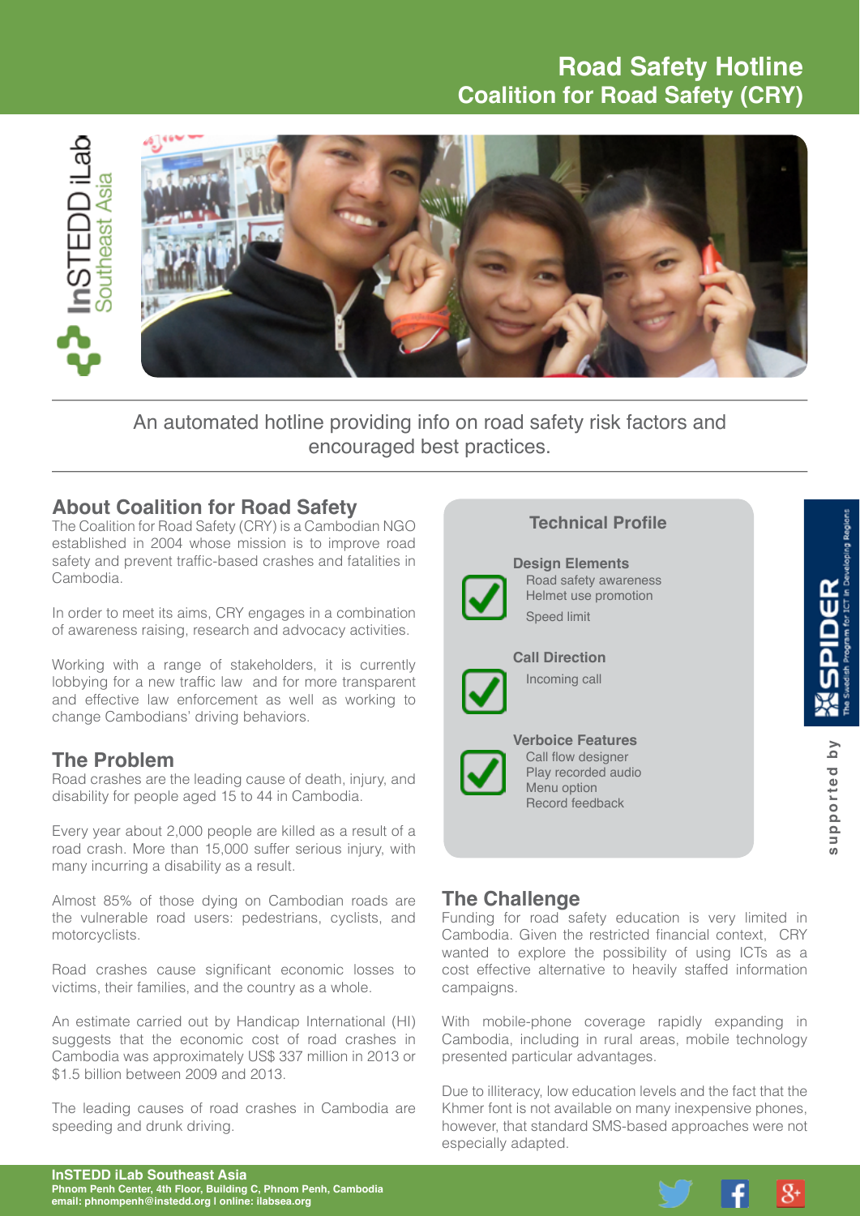# Road Safety Hotline
## Coalition for Road Safety (CRY)

InSTEDD iLab Southeast Asia

An automated hotline providing info on road safety risk factors and encouraged best practices.

## About Coalition for Road Safety

The Coalition for Road Safety (CRY) is a Cambodian NGO established in 2004 whose mission is to improve road safety and prevent traffic-based crashes and fatalities in Cambodia.

In order to meet its aims, CRY engages in a combination of awareness raising, research and advocacy activities.

Working with a range of stakeholders, it is currently lobbying for a new traffic law and for more transparent and effective law enforcement as well as working to change Cambodians' driving behaviors.

## The Problem

Road crashes are the leading cause of death, injury, and disability for people aged 15 to 44 in Cambodia.

Every year about 2,000 people are killed as a result of a road crash. More than 15,000 suffer serious injury, with many incurring a disability as a result.

Almost 85% of those dying on Cambodian roads are the vulnerable road users: pedestrians, cyclists, and motorcyclists.

Road crashes cause significant economic losses to victims, their families, and the country as a whole.

An estimate carried out by Handicap International (HI) suggests that the economic cost of road crashes in Cambodia was approximately US$ 337 million in 2013 or $1.5 billion between 2009 and 2013.

The leading causes of road crashes in Cambodia are speeding and drunk driving.

### Technical Profile

**Design Elements**
- Road safety awareness
- Helmet use promotion
- Speed limit

**Call Direction**
- Incoming call

**Verboice Features**
- Call flow designer
- Play recorded audio
- Menu option
- Record feedback

supported by SPIDER – The Swedish Program for ICT in Developing Regions

## The Challenge

Funding for road safety education is very limited in Cambodia. Given the restricted financial context, CRY wanted to explore the possibility of using ICTs as a cost effective alternative to heavily staffed information campaigns.

With mobile-phone coverage rapidly expanding in Cambodia, including in rural areas, mobile technology presented particular advantages.

Due to illiteracy, low education levels and the fact that the Khmer font is not available on many inexpensive phones, however, that standard SMS-based approaches were not especially adapted.

**InSTEDD iLab Southeast Asia**
**Phnom Penh Center, 4th Floor, Building C, Phnom Penh, Cambodia**
**email: phnompenh@instedd.org | online: ilabsea.org**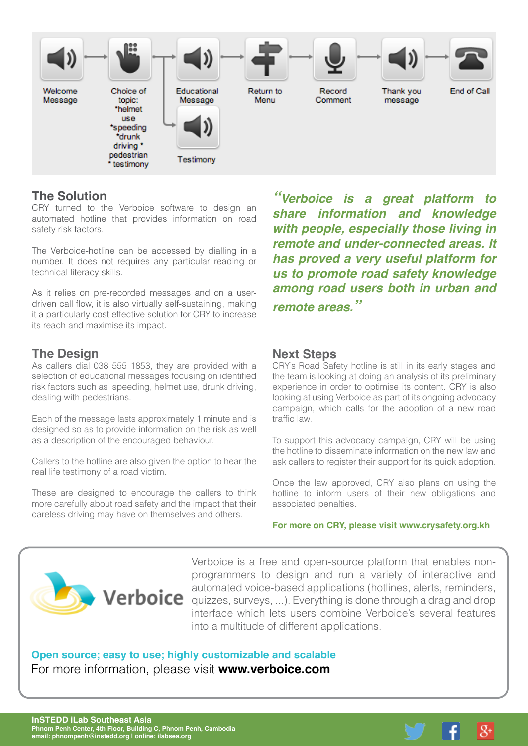Welcome Message → Choice of topic: *helmet use *speeding *drunk driving * pedestrian * testimony → Educational Message / Testimony → Return to Menu → Record Comment → Thank you message → End of Call

## The Solution

CRY turned to the Verboice software to design an automated hotline that provides information on road safety risk factors.

The Verboice-hotline can be accessed by dialling in a number. It does not requires any particular reading or technical literacy skills.

As it relies on pre-recorded messages and on a user-driven call flow, it is also virtually self-sustaining, making it a particularly cost effective solution for CRY to increase its reach and maximise its impact.

***"Verboice is a great platform to share information and knowledge with people, especially those living in remote and under-connected areas. It has proved a very useful platform for us to promote road safety knowledge among road users both in urban and remote areas."***

## The Design

As callers dial 038 555 1853, they are provided with a selection of educational messages focusing on identified risk factors such as speeding, helmet use, drunk driving, dealing with pedestrians.

Each of the message lasts approximately 1 minute and is designed so as to provide information on the risk as well as a description of the encouraged behaviour.

Callers to the hotline are also given the option to hear the real life testimony of a road victim.

These are designed to encourage the callers to think more carefully about road safety and the impact that their careless driving may have on themselves and others.

## Next Steps

CRY's Road Safety hotline is still in its early stages and the team is looking at doing an analysis of its preliminary experience in order to optimise its content. CRY is also looking at using Verboice as part of its ongoing advocacy campaign, which calls for the adoption of a new road traffic law.

To support this advocacy campaign, CRY will be using the hotline to disseminate information on the new law and ask callers to register their support for its quick adoption.

Once the law approved, CRY also plans on using the hotline to inform users of their new obligations and associated penalties.

**For more on CRY, please visit www.crysafety.org.kh**

Verboice

Verboice is a free and open-source platform that enables non-programmers to design and run a variety of interactive and automated voice-based applications (hotlines, alerts, reminders, quizzes, surveys, ...). Everything is done through a drag and drop interface which lets users combine Verboice's several features into a multitude of different applications.

**Open source; easy to use; highly customizable and scalable**

For more information, please visit **www.verboice.com**

**InSTEDD iLab Southeast Asia**
**Phnom Penh Center, 4th Floor, Building C, Phnom Penh, Cambodia**
**email: phnompenh@instedd.org | online: ilabsea.org**